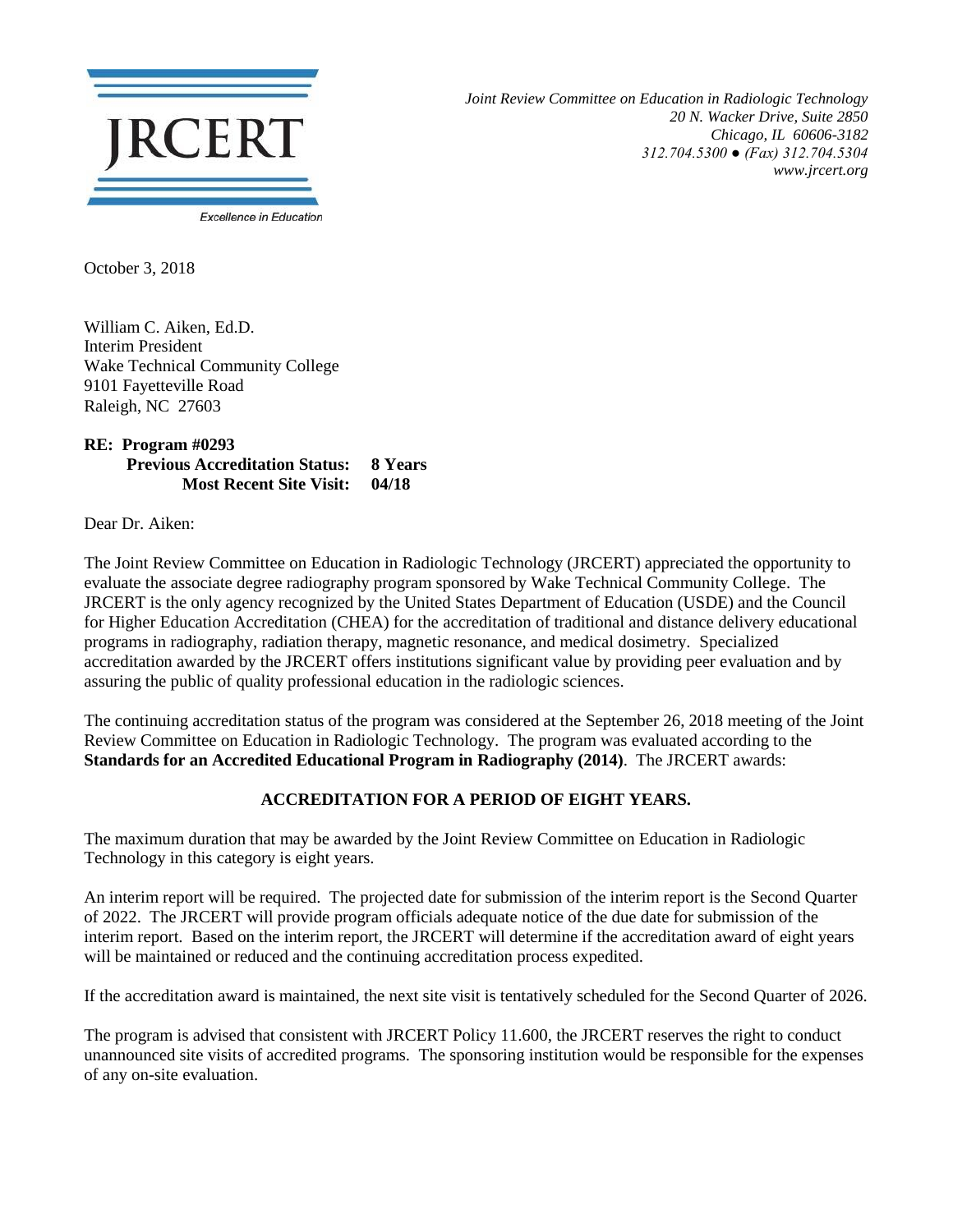JRCERT

Excellence in Education

*Joint Review Committee on Education in Radiologic Technology*
*20 N. Wacker Drive, Suite 2850*
*Chicago, IL 60606-3182*
*312.704.5300 ● (Fax) 312.704.5304*
*www.jrcert.org*

October 3, 2018

William C. Aiken, Ed.D.
Interim President
Wake Technical Community College
9101 Fayetteville Road
Raleigh, NC 27603

**RE: Program #0293**
**Previous Accreditation Status: 8 Years**
**Most Recent Site Visit: 04/18**

Dear Dr. Aiken:

The Joint Review Committee on Education in Radiologic Technology (JRCERT) appreciated the opportunity to evaluate the associate degree radiography program sponsored by Wake Technical Community College. The JRCERT is the only agency recognized by the United States Department of Education (USDE) and the Council for Higher Education Accreditation (CHEA) for the accreditation of traditional and distance delivery educational programs in radiography, radiation therapy, magnetic resonance, and medical dosimetry. Specialized accreditation awarded by the JRCERT offers institutions significant value by providing peer evaluation and by assuring the public of quality professional education in the radiologic sciences.

The continuing accreditation status of the program was considered at the September 26, 2018 meeting of the Joint Review Committee on Education in Radiologic Technology. The program was evaluated according to the **Standards for an Accredited Educational Program in Radiography (2014)**. The JRCERT awards:

**ACCREDITATION FOR A PERIOD OF EIGHT YEARS.**

The maximum duration that may be awarded by the Joint Review Committee on Education in Radiologic Technology in this category is eight years.

An interim report will be required. The projected date for submission of the interim report is the Second Quarter of 2022. The JRCERT will provide program officials adequate notice of the due date for submission of the interim report. Based on the interim report, the JRCERT will determine if the accreditation award of eight years will be maintained or reduced and the continuing accreditation process expedited.

If the accreditation award is maintained, the next site visit is tentatively scheduled for the Second Quarter of 2026.

The program is advised that consistent with JRCERT Policy 11.600, the JRCERT reserves the right to conduct unannounced site visits of accredited programs. The sponsoring institution would be responsible for the expenses of any on-site evaluation.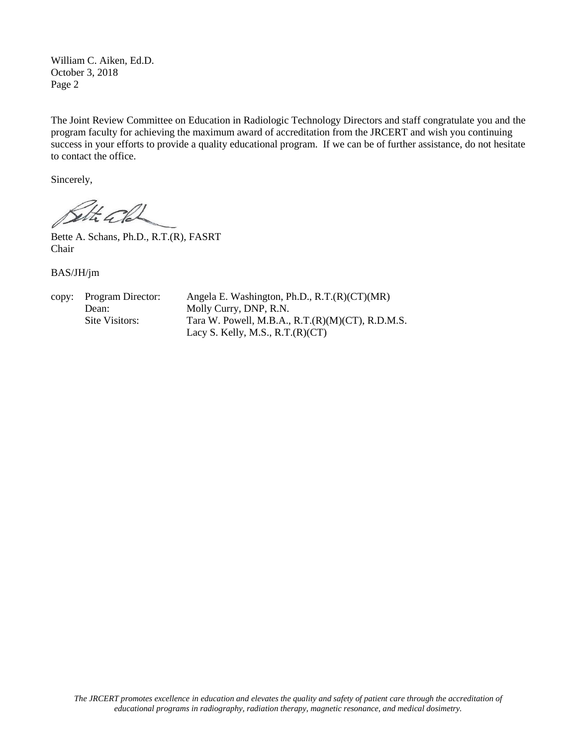William C. Aiken, Ed.D.
October 3, 2018
Page 2

The Joint Review Committee on Education in Radiologic Technology Directors and staff congratulate you and the program faculty for achieving the maximum award of accreditation from the JRCERT and wish you continuing success in your efforts to provide a quality educational program. If we can be of further assistance, do not hesitate to contact the office.

Sincerely,

Bette A. Schans, Ph.D., R.T.(R), FASRT
Chair

BAS/JH/jm

| | | |
|---|---|---|
| copy: | Program Director: | Angela E. Washington, Ph.D., R.T.(R)(CT)(MR) |
| | Dean: | Molly Curry, DNP, R.N. |
| | Site Visitors: | Tara W. Powell, M.B.A., R.T.(R)(M)(CT), R.D.M.S. |
| | | Lacy S. Kelly, M.S., R.T.(R)(CT) |

*The JRCERT promotes excellence in education and elevates the quality and safety of patient care through the accreditation of educational programs in radiography, radiation therapy, magnetic resonance, and medical dosimetry.*